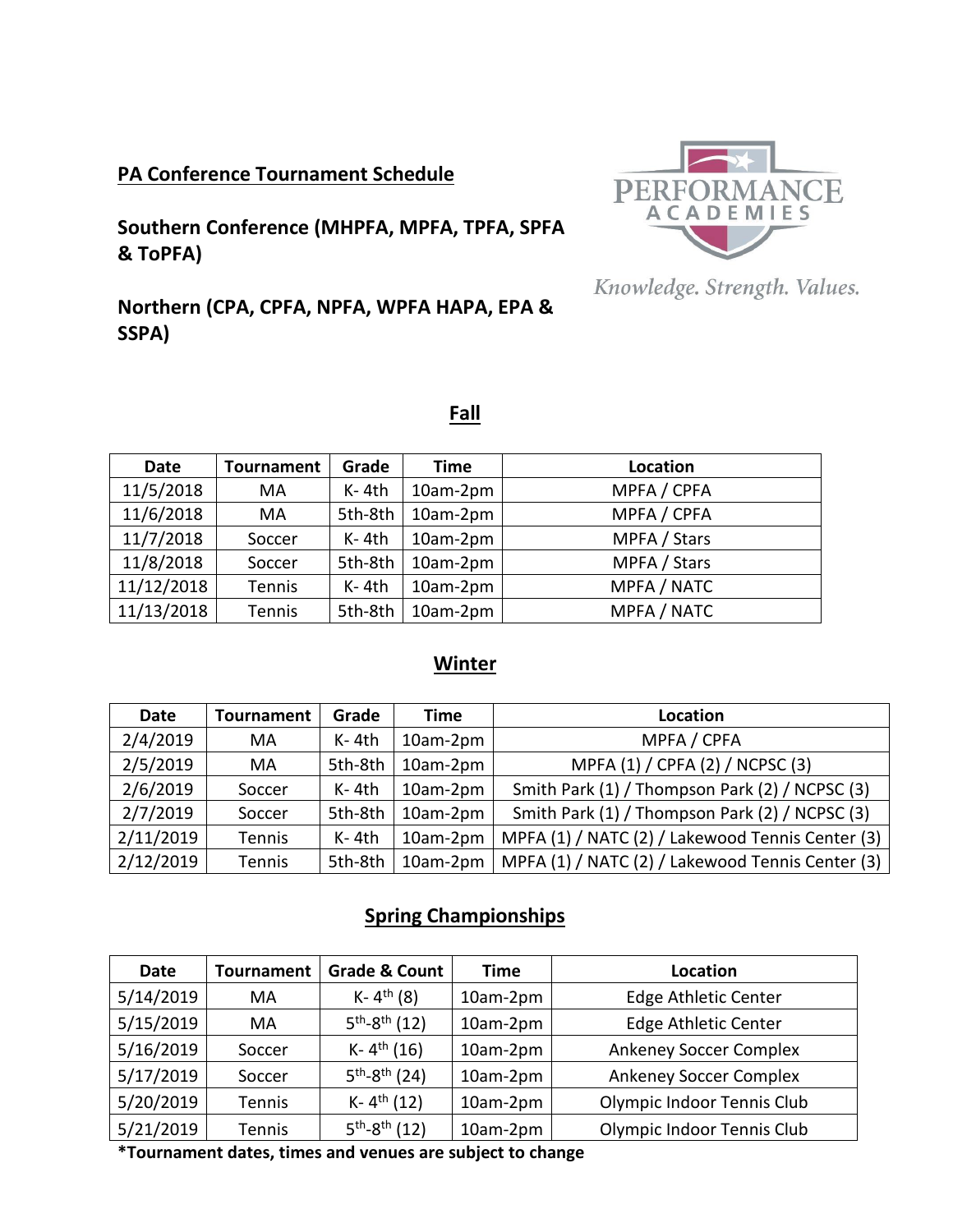**PA Conference Tournament Schedule**

**Southern Conference (MHPFA, MPFA, TPFA, SPFA & ToPFA)**

**Northern (CPA, CPFA, NPFA, WPFA HAPA, EPA & SSPA)**

PERFORMANCE ACADEMIES

*Knowledge. Strength. Values.*

## Fall

| Date | Tournament | Grade | Time | Location |
|---|---|---|---|---|
| 11/5/2018 | MA | K- 4th | 10am-2pm | MPFA / CPFA |
| 11/6/2018 | MA | 5th-8th | 10am-2pm | MPFA / CPFA |
| 11/7/2018 | Soccer | K- 4th | 10am-2pm | MPFA / Stars |
| 11/8/2018 | Soccer | 5th-8th | 10am-2pm | MPFA / Stars |
| 11/12/2018 | Tennis | K- 4th | 10am-2pm | MPFA / NATC |
| 11/13/2018 | Tennis | 5th-8th | 10am-2pm | MPFA / NATC |

## Winter

| Date | Tournament | Grade | Time | Location |
|---|---|---|---|---|
| 2/4/2019 | MA | K- 4th | 10am-2pm | MPFA / CPFA |
| 2/5/2019 | MA | 5th-8th | 10am-2pm | MPFA (1) / CPFA (2) / NCPSC (3) |
| 2/6/2019 | Soccer | K- 4th | 10am-2pm | Smith Park (1) / Thompson Park (2) / NCPSC (3) |
| 2/7/2019 | Soccer | 5th-8th | 10am-2pm | Smith Park (1) / Thompson Park (2) / NCPSC (3) |
| 2/11/2019 | Tennis | K- 4th | 10am-2pm | MPFA (1) / NATC (2) / Lakewood Tennis Center (3) |
| 2/12/2019 | Tennis | 5th-8th | 10am-2pm | MPFA (1) / NATC (2) / Lakewood Tennis Center (3) |

## Spring Championships

| Date | Tournament | Grade & Count | Time | Location |
|---|---|---|---|---|
| 5/14/2019 | MA | K- 4th (8) | 10am-2pm | Edge Athletic Center |
| 5/15/2019 | MA | 5th-8th (12) | 10am-2pm | Edge Athletic Center |
| 5/16/2019 | Soccer | K- 4th (16) | 10am-2pm | Ankeney Soccer Complex |
| 5/17/2019 | Soccer | 5th-8th (24) | 10am-2pm | Ankeney Soccer Complex |
| 5/20/2019 | Tennis | K- 4th (12) | 10am-2pm | Olympic Indoor Tennis Club |
| 5/21/2019 | Tennis | 5th-8th (12) | 10am-2pm | Olympic Indoor Tennis Club |

**\*Tournament dates, times and venues are subject to change**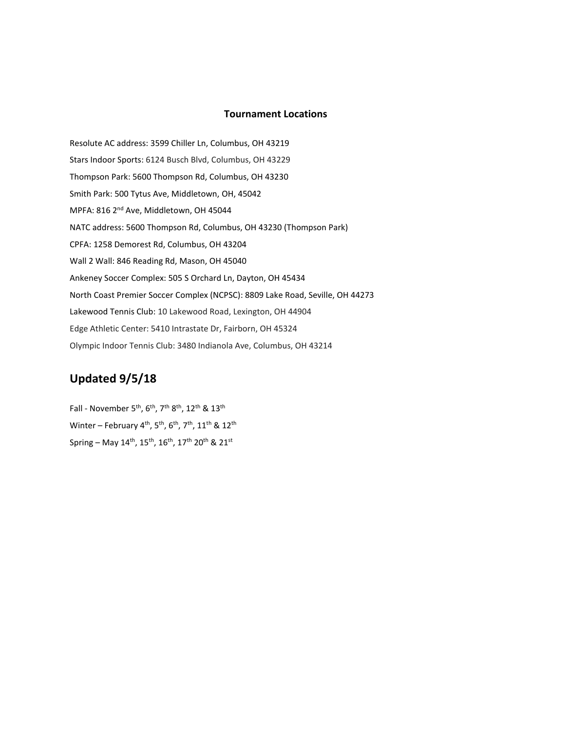**Tournament Locations**

Resolute AC address: 3599 Chiller Ln, Columbus, OH 43219

Stars Indoor Sports: 6124 Busch Blvd, Columbus, OH 43229

Thompson Park: 5600 Thompson Rd, Columbus, OH 43230

Smith Park: 500 Tytus Ave, Middletown, OH, 45042

MPFA: 816 2nd Ave, Middletown, OH 45044

NATC address: 5600 Thompson Rd, Columbus, OH 43230 (Thompson Park)

CPFA: 1258 Demorest Rd, Columbus, OH 43204

Wall 2 Wall: 846 Reading Rd, Mason, OH 45040

Ankeney Soccer Complex: 505 S Orchard Ln, Dayton, OH 45434

North Coast Premier Soccer Complex (NCPSC): 8809 Lake Road, Seville, OH 44273

Lakewood Tennis Club: 10 Lakewood Road, Lexington, OH 44904

Edge Athletic Center: 5410 Intrastate Dr, Fairborn, OH 45324

Olympic Indoor Tennis Club: 3480 Indianola Ave, Columbus, OH 43214

## Updated 9/5/18

Fall - November 5th, 6th, 7th 8th, 12th & 13th

Winter – February 4th, 5th, 6th, 7th, 11th & 12th

Spring – May 14th, 15th, 16th, 17th 20th & 21st